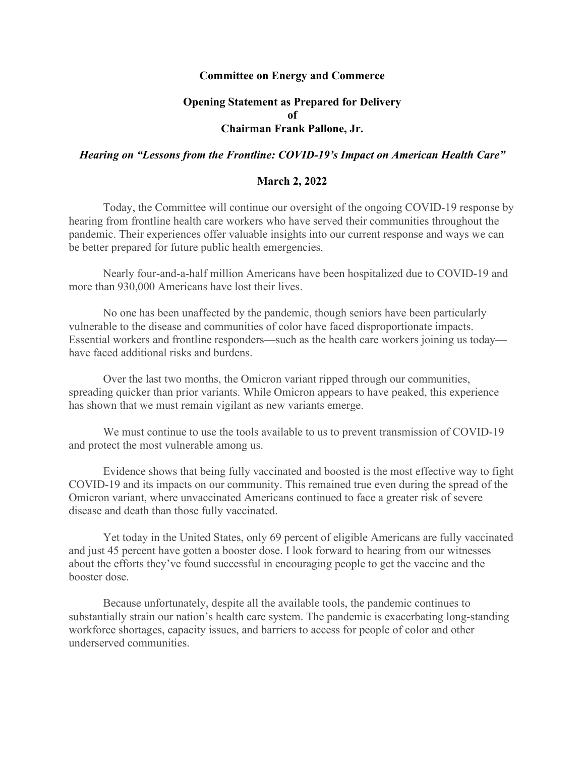**Committee on Energy and Commerce**

**Opening Statement as Prepared for Delivery**
**of**
**Chairman Frank Pallone, Jr.**

***Hearing on "Lessons from the Frontline: COVID-19's Impact on American Health Care"***

**March 2, 2022**

Today, the Committee will continue our oversight of the ongoing COVID-19 response by hearing from frontline health care workers who have served their communities throughout the pandemic. Their experiences offer valuable insights into our current response and ways we can be better prepared for future public health emergencies.

Nearly four-and-a-half million Americans have been hospitalized due to COVID-19 and more than 930,000 Americans have lost their lives.

No one has been unaffected by the pandemic, though seniors have been particularly vulnerable to the disease and communities of color have faced disproportionate impacts. Essential workers and frontline responders—such as the health care workers joining us today—have faced additional risks and burdens.

Over the last two months, the Omicron variant ripped through our communities, spreading quicker than prior variants. While Omicron appears to have peaked, this experience has shown that we must remain vigilant as new variants emerge.

We must continue to use the tools available to us to prevent transmission of COVID-19 and protect the most vulnerable among us.

Evidence shows that being fully vaccinated and boosted is the most effective way to fight COVID-19 and its impacts on our community. This remained true even during the spread of the Omicron variant, where unvaccinated Americans continued to face a greater risk of severe disease and death than those fully vaccinated.

Yet today in the United States, only 69 percent of eligible Americans are fully vaccinated and just 45 percent have gotten a booster dose. I look forward to hearing from our witnesses about the efforts they've found successful in encouraging people to get the vaccine and the booster dose.

Because unfortunately, despite all the available tools, the pandemic continues to substantially strain our nation's health care system. The pandemic is exacerbating long-standing workforce shortages, capacity issues, and barriers to access for people of color and other underserved communities.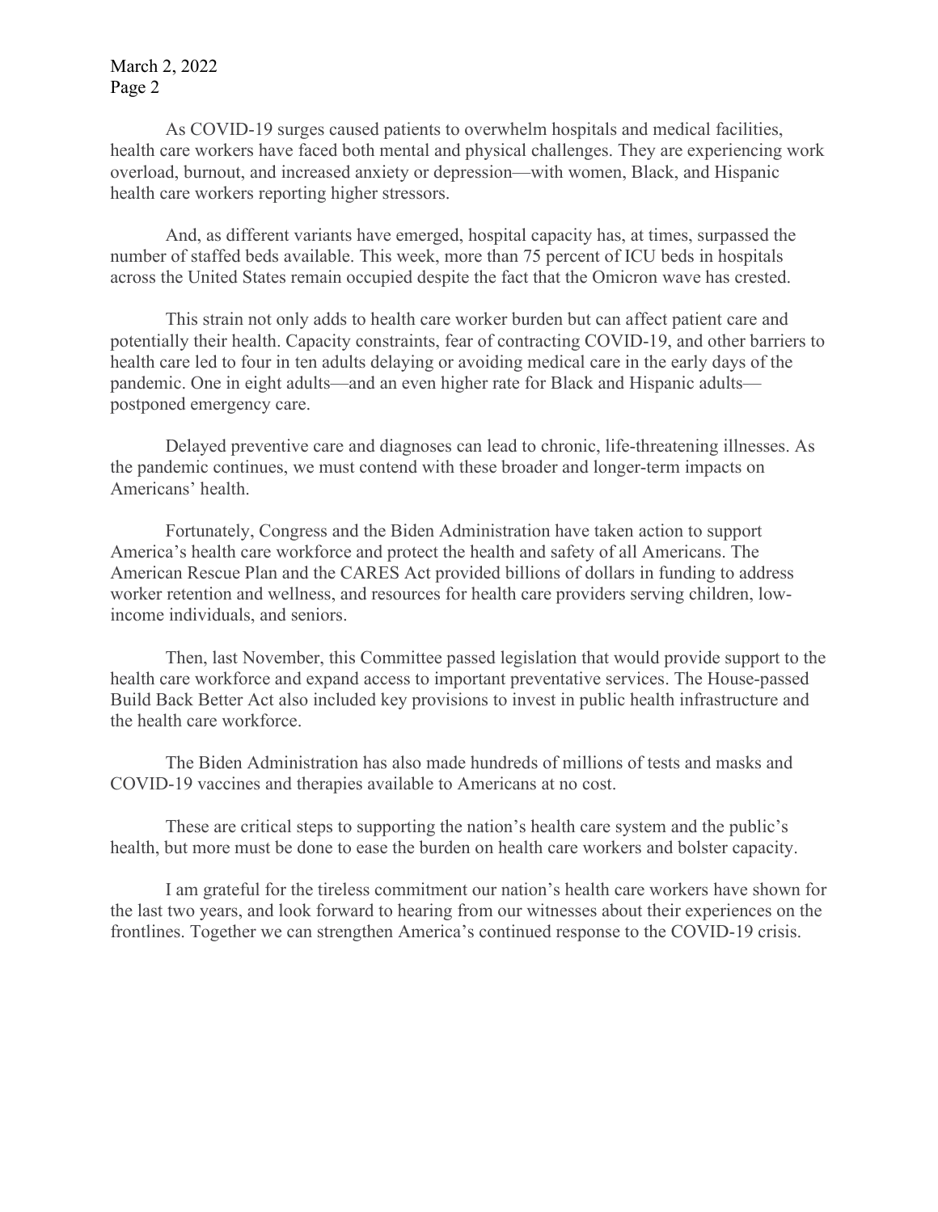As COVID-19 surges caused patients to overwhelm hospitals and medical facilities, health care workers have faced both mental and physical challenges. They are experiencing work overload, burnout, and increased anxiety or depression—with women, Black, and Hispanic health care workers reporting higher stressors.

And, as different variants have emerged, hospital capacity has, at times, surpassed the number of staffed beds available. This week, more than 75 percent of ICU beds in hospitals across the United States remain occupied despite the fact that the Omicron wave has crested.

This strain not only adds to health care worker burden but can affect patient care and potentially their health. Capacity constraints, fear of contracting COVID-19, and other barriers to health care led to four in ten adults delaying or avoiding medical care in the early days of the pandemic. One in eight adults—and an even higher rate for Black and Hispanic adults—postponed emergency care.

Delayed preventive care and diagnoses can lead to chronic, life-threatening illnesses. As the pandemic continues, we must contend with these broader and longer-term impacts on Americans' health.

Fortunately, Congress and the Biden Administration have taken action to support America's health care workforce and protect the health and safety of all Americans. The American Rescue Plan and the CARES Act provided billions of dollars in funding to address worker retention and wellness, and resources for health care providers serving children, low-income individuals, and seniors.

Then, last November, this Committee passed legislation that would provide support to the health care workforce and expand access to important preventative services. The House-passed Build Back Better Act also included key provisions to invest in public health infrastructure and the health care workforce.

The Biden Administration has also made hundreds of millions of tests and masks and COVID-19 vaccines and therapies available to Americans at no cost.

These are critical steps to supporting the nation's health care system and the public's health, but more must be done to ease the burden on health care workers and bolster capacity.

I am grateful for the tireless commitment our nation's health care workers have shown for the last two years, and look forward to hearing from our witnesses about their experiences on the frontlines. Together we can strengthen America's continued response to the COVID-19 crisis.